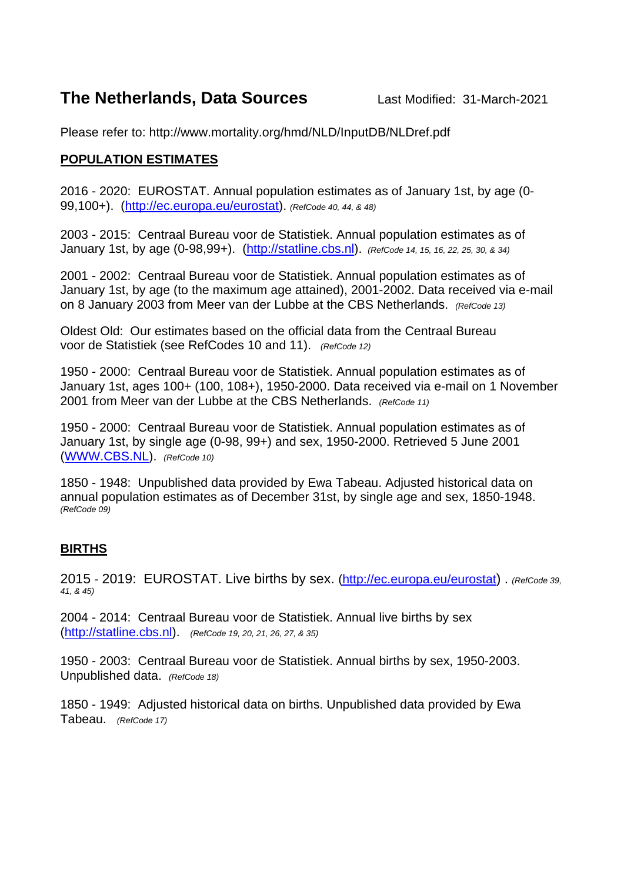# The Netherlands, Data Sources

Last Modified: 31-March-2021

Please refer to: http://www.mortality.org/hmd/NLD/InputDB/NLDref.pdf

## POPULATION ESTIMATES

2016 - 2020: EUROSTAT. Annual population estimates as of January 1st, by age (0-99,100+). (http://ec.europa.eu/eurostat). *(RefCode 40, 44, & 48)*

2003 - 2015: Centraal Bureau voor de Statistiek. Annual population estimates as of January 1st, by age (0-98,99+). (http://statline.cbs.nl). *(RefCode 14, 15, 16, 22, 25, 30, & 34)*

2001 - 2002: Centraal Bureau voor de Statistiek. Annual population estimates as of January 1st, by age (to the maximum age attained), 2001-2002. Data received via e-mail on 8 January 2003 from Meer van der Lubbe at the CBS Netherlands. *(RefCode 13)*

Oldest Old: Our estimates based on the official data from the Centraal Bureau voor de Statistiek (see RefCodes 10 and 11). *(RefCode 12)*

1950 - 2000: Centraal Bureau voor de Statistiek. Annual population estimates as of January 1st, ages 100+ (100, 108+), 1950-2000. Data received via e-mail on 1 November 2001 from Meer van der Lubbe at the CBS Netherlands. *(RefCode 11)*

1950 - 2000: Centraal Bureau voor de Statistiek. Annual population estimates as of January 1st, by single age (0-98, 99+) and sex, 1950-2000. Retrieved 5 June 2001 (WWW.CBS.NL). *(RefCode 10)*

1850 - 1948: Unpublished data provided by Ewa Tabeau. Adjusted historical data on annual population estimates as of December 31st, by single age and sex, 1850-1948. *(RefCode 09)*

## BIRTHS

2015 - 2019: EUROSTAT. Live births by sex. (http://ec.europa.eu/eurostat) . *(RefCode 39, 41, & 45)*

2004 - 2014: Centraal Bureau voor de Statistiek. Annual live births by sex (http://statline.cbs.nl). *(RefCode 19, 20, 21, 26, 27, & 35)*

1950 - 2003: Centraal Bureau voor de Statistiek. Annual births by sex, 1950-2003. Unpublished data. *(RefCode 18)*

1850 - 1949: Adjusted historical data on births. Unpublished data provided by Ewa Tabeau. *(RefCode 17)*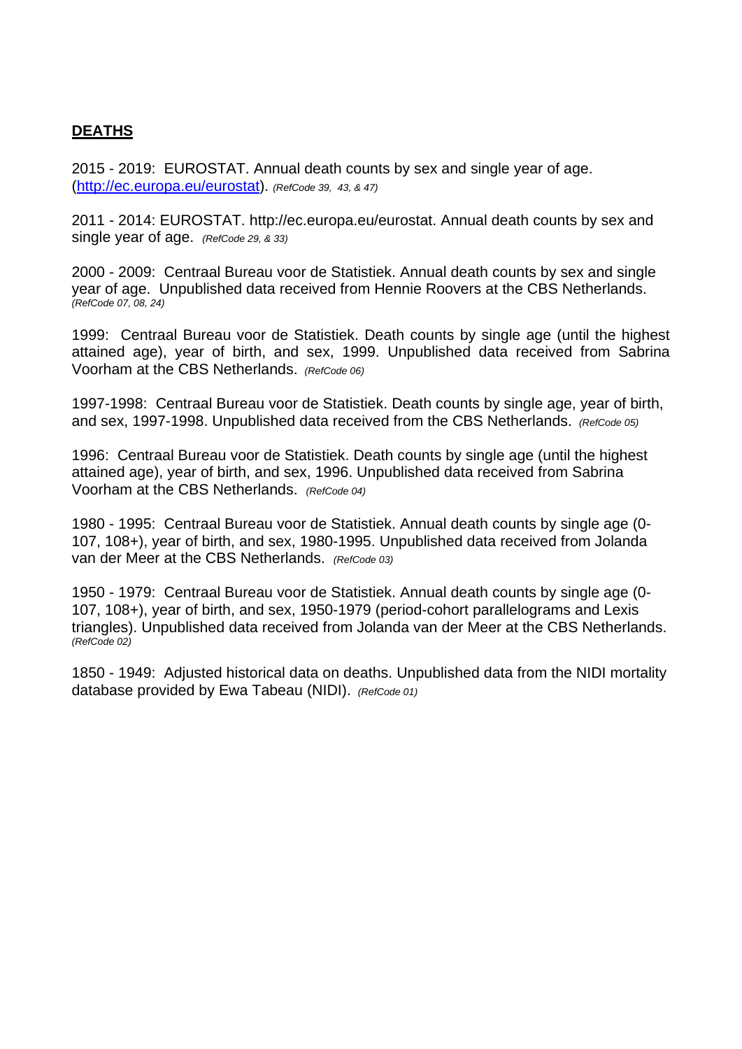**DEATHS**

2015 - 2019: EUROSTAT. Annual death counts by sex and single year of age. (http://ec.europa.eu/eurostat). *(RefCode 39, 43, & 47)*

2011 - 2014: EUROSTAT. http://ec.europa.eu/eurostat. Annual death counts by sex and single year of age. *(RefCode 29, & 33)*

2000 - 2009: Centraal Bureau voor de Statistiek. Annual death counts by sex and single year of age. Unpublished data received from Hennie Roovers at the CBS Netherlands. *(RefCode 07, 08, 24)*

1999: Centraal Bureau voor de Statistiek. Death counts by single age (until the highest attained age), year of birth, and sex, 1999. Unpublished data received from Sabrina Voorham at the CBS Netherlands. *(RefCode 06)*

1997-1998: Centraal Bureau voor de Statistiek. Death counts by single age, year of birth, and sex, 1997-1998. Unpublished data received from the CBS Netherlands. *(RefCode 05)*

1996: Centraal Bureau voor de Statistiek. Death counts by single age (until the highest attained age), year of birth, and sex, 1996. Unpublished data received from Sabrina Voorham at the CBS Netherlands. *(RefCode 04)*

1980 - 1995: Centraal Bureau voor de Statistiek. Annual death counts by single age (0-107, 108+), year of birth, and sex, 1980-1995. Unpublished data received from Jolanda van der Meer at the CBS Netherlands. *(RefCode 03)*

1950 - 1979: Centraal Bureau voor de Statistiek. Annual death counts by single age (0-107, 108+), year of birth, and sex, 1950-1979 (period-cohort parallelograms and Lexis triangles). Unpublished data received from Jolanda van der Meer at the CBS Netherlands. *(RefCode 02)*

1850 - 1949: Adjusted historical data on deaths. Unpublished data from the NIDI mortality database provided by Ewa Tabeau (NIDI). *(RefCode 01)*